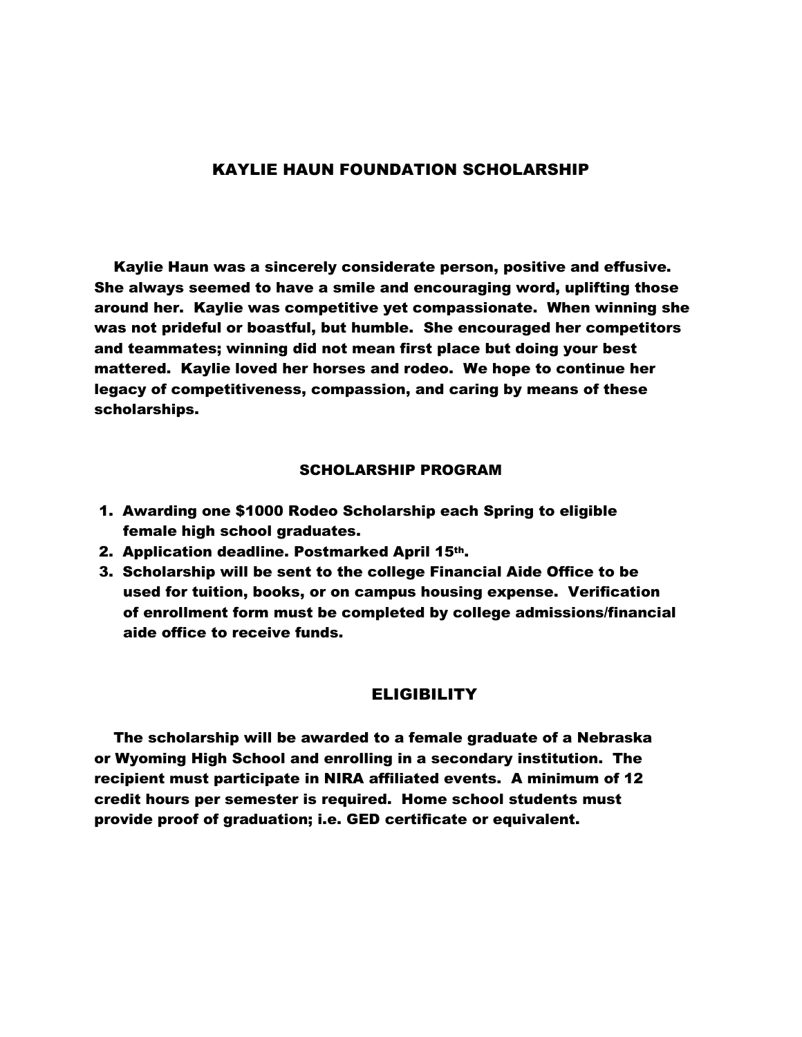# KAYLIE HAUN FOUNDATION SCHOLARSHIP

**Kaylie Haun was a sincerely considerate person, positive and effusive. She always seemed to have a smile and encouraging word, uplifting those around her. Kaylie was competitive yet compassionate. When winning she was not prideful or boastful, but humble. She encouraged her competitors and teammates; winning did not mean first place but doing your best mattered. Kaylie loved her horses and rodeo. We hope to continue her legacy of competitiveness, compassion, and caring by means of these scholarships.**

## SCHOLARSHIP PROGRAM

1. **Awarding one $1000 Rodeo Scholarship each Spring to eligible female high school graduates.**
2. **Application deadline. Postmarked April 15th.**
3. **Scholarship will be sent to the college Financial Aide Office to be used for tuition, books, or on campus housing expense. Verification of enrollment form must be completed by college admissions/financial aide office to receive funds.**

## ELIGIBILITY

**The scholarship will be awarded to a female graduate of a Nebraska or Wyoming High School and enrolling in a secondary institution. The recipient must participate in NIRA affiliated events. A minimum of 12 credit hours per semester is required. Home school students must provide proof of graduation; i.e. GED certificate or equivalent.**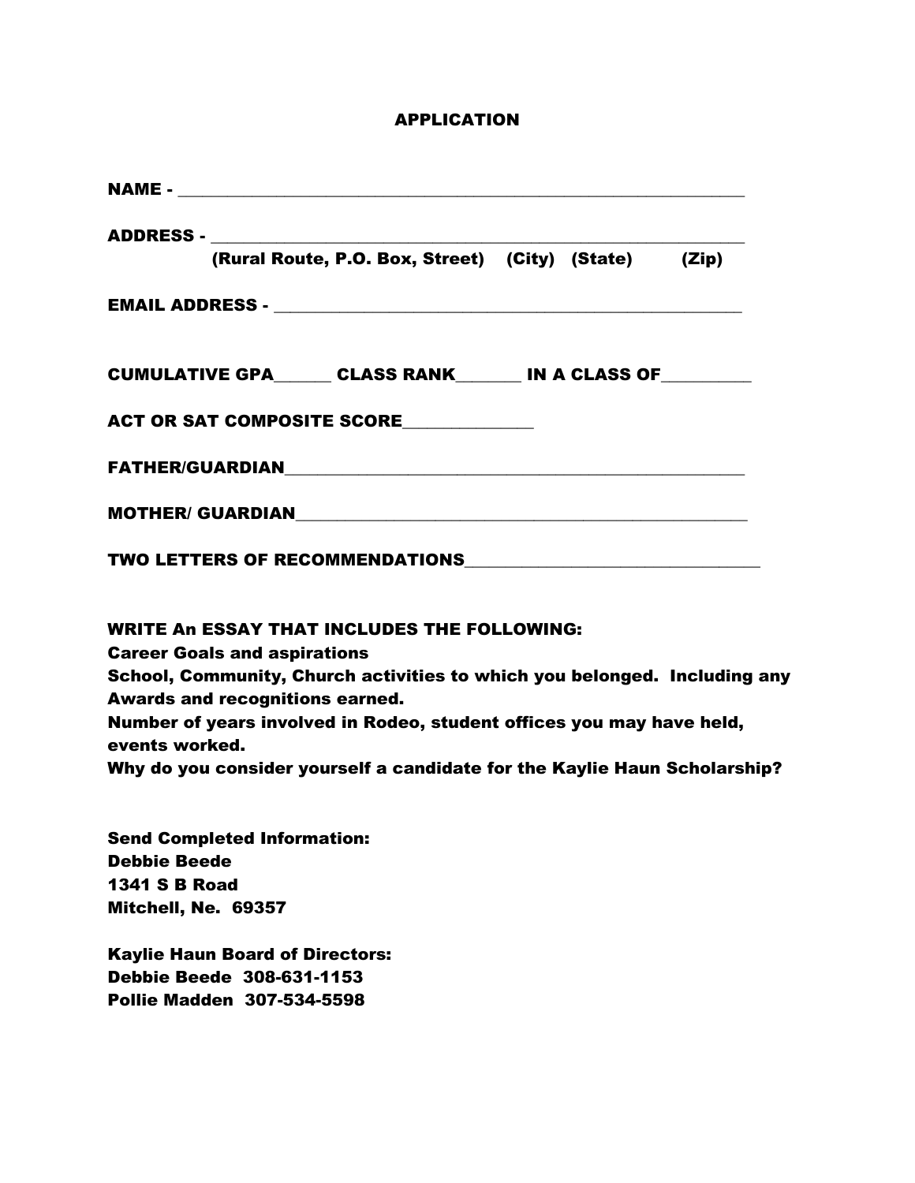# APPLICATION

**NAME -** ______________________________________________________________

**ADDRESS -** __________________________________________________________
**(Rural Route, P.O. Box, Street) (City) (State) (Zip)**

**EMAIL ADDRESS -** ____________________________________________________

**CUMULATIVE GPA**______ **CLASS RANK**_______ **IN A CLASS OF**__________

**ACT OR SAT COMPOSITE SCORE**______________

**FATHER/GUARDIAN**___________________________________________________

**MOTHER/ GUARDIAN**__________________________________________________

**TWO LETTERS OF RECOMMENDATIONS**________________________________

**WRITE An ESSAY THAT INCLUDES THE FOLLOWING:**
**Career Goals and aspirations**
**School, Community, Church activities to which you belonged. Including any Awards and recognitions earned.**
**Number of years involved in Rodeo, student offices you may have held, events worked.**
**Why do you consider yourself a candidate for the Kaylie Haun Scholarship?**

**Send Completed Information:**
**Debbie Beede**
**1341 S B Road**
**Mitchell, Ne. 69357**

**Kaylie Haun Board of Directors:**
**Debbie Beede 308-631-1153**
**Pollie Madden 307-534-5598**